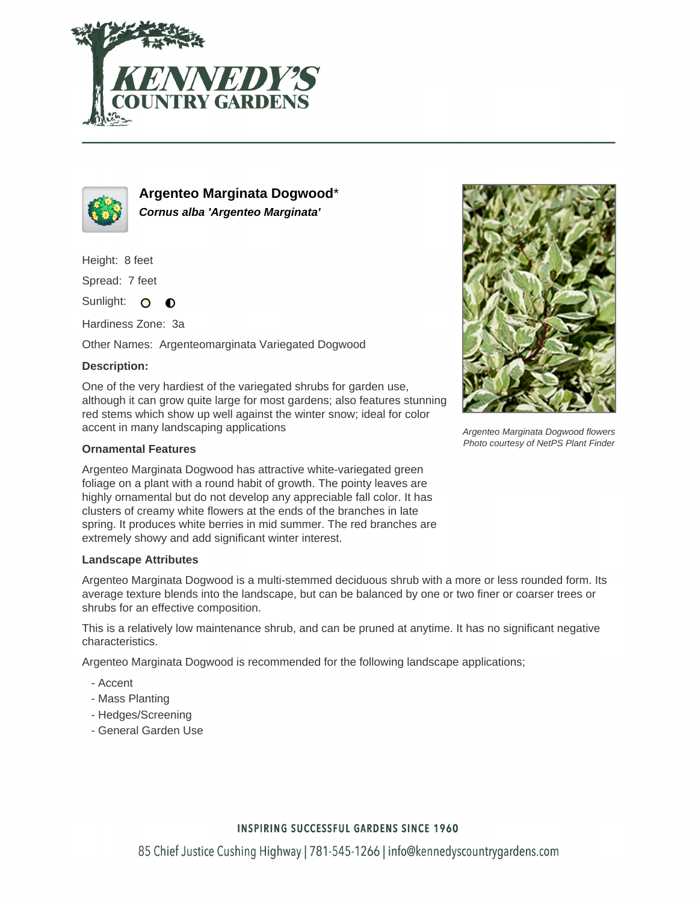# Argenteo Marginata Dogwood*

***Cornus alba 'Argenteo Marginata'***

Height: 8 feet

Spread: 7 feet

Sunlight:

Hardiness Zone: 3a

Other Names: Argenteomarginata Variegated Dogwood

**Description:**

One of the very hardiest of the variegated shrubs for garden use, although it can grow quite large for most gardens; also features stunning red stems which show up well against the winter snow; ideal for color accent in many landscaping applications

*Argenteo Marginata Dogwood flowers*
*Photo courtesy of NetPS Plant Finder*

**Ornamental Features**

Argenteo Marginata Dogwood has attractive white-variegated green foliage on a plant with a round habit of growth. The pointy leaves are highly ornamental but do not develop any appreciable fall color. It has clusters of creamy white flowers at the ends of the branches in late spring. It produces white berries in mid summer. The red branches are extremely showy and add significant winter interest.

**Landscape Attributes**

Argenteo Marginata Dogwood is a multi-stemmed deciduous shrub with a more or less rounded form. Its average texture blends into the landscape, but can be balanced by one or two finer or coarser trees or shrubs for an effective composition.

This is a relatively low maintenance shrub, and can be pruned at anytime. It has no significant negative characteristics.

Argenteo Marginata Dogwood is recommended for the following landscape applications;

- Accent
- Mass Planting
- Hedges/Screening
- General Garden Use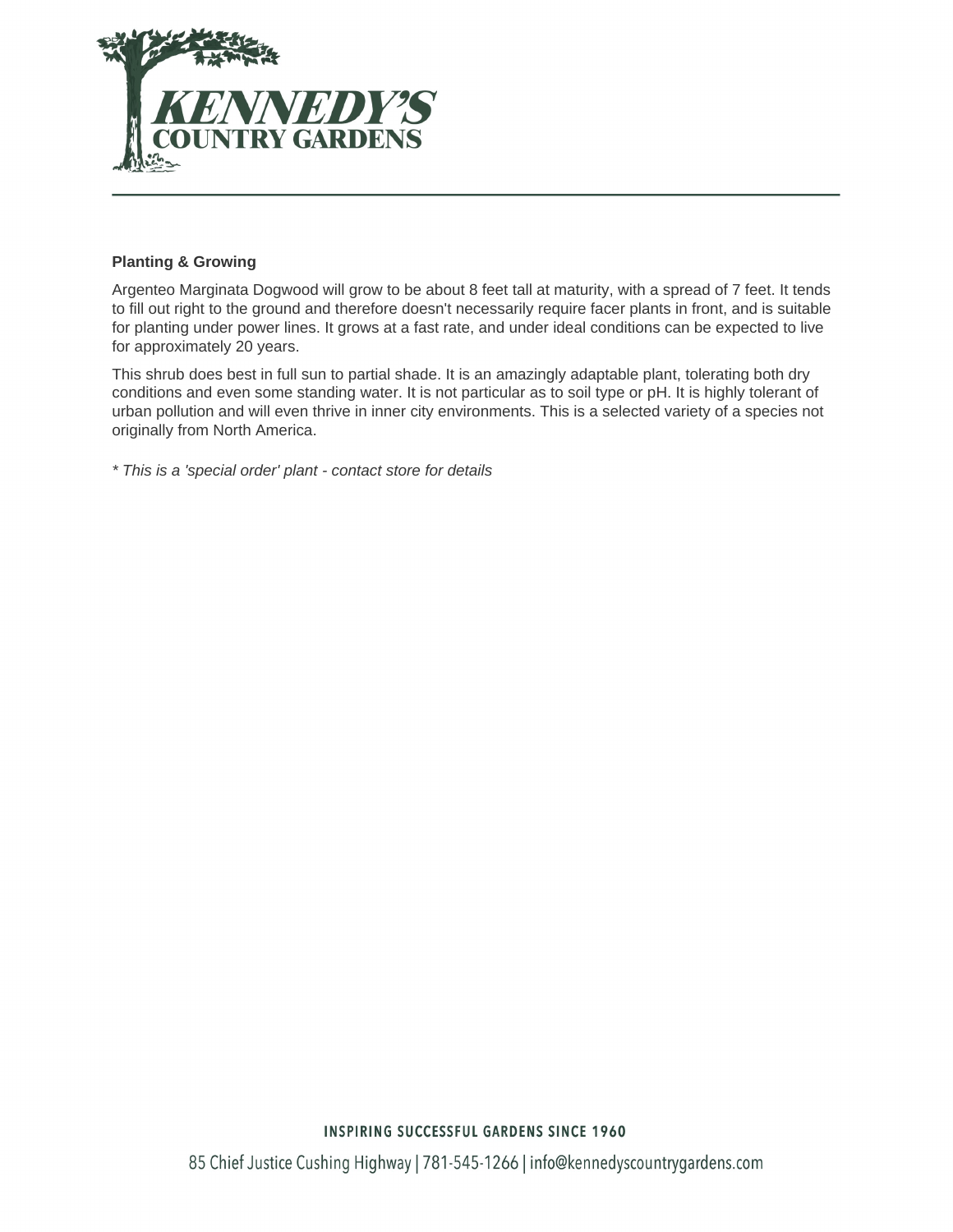**Planting & Growing**

Argenteo Marginata Dogwood will grow to be about 8 feet tall at maturity, with a spread of 7 feet. It tends to fill out right to the ground and therefore doesn't necessarily require facer plants in front, and is suitable for planting under power lines. It grows at a fast rate, and under ideal conditions can be expected to live for approximately 20 years.

This shrub does best in full sun to partial shade. It is an amazingly adaptable plant, tolerating both dry conditions and even some standing water. It is not particular as to soil type or pH. It is highly tolerant of urban pollution and will even thrive in inner city environments. This is a selected variety of a species not originally from North America.

*\* This is a 'special order' plant - contact store for details*